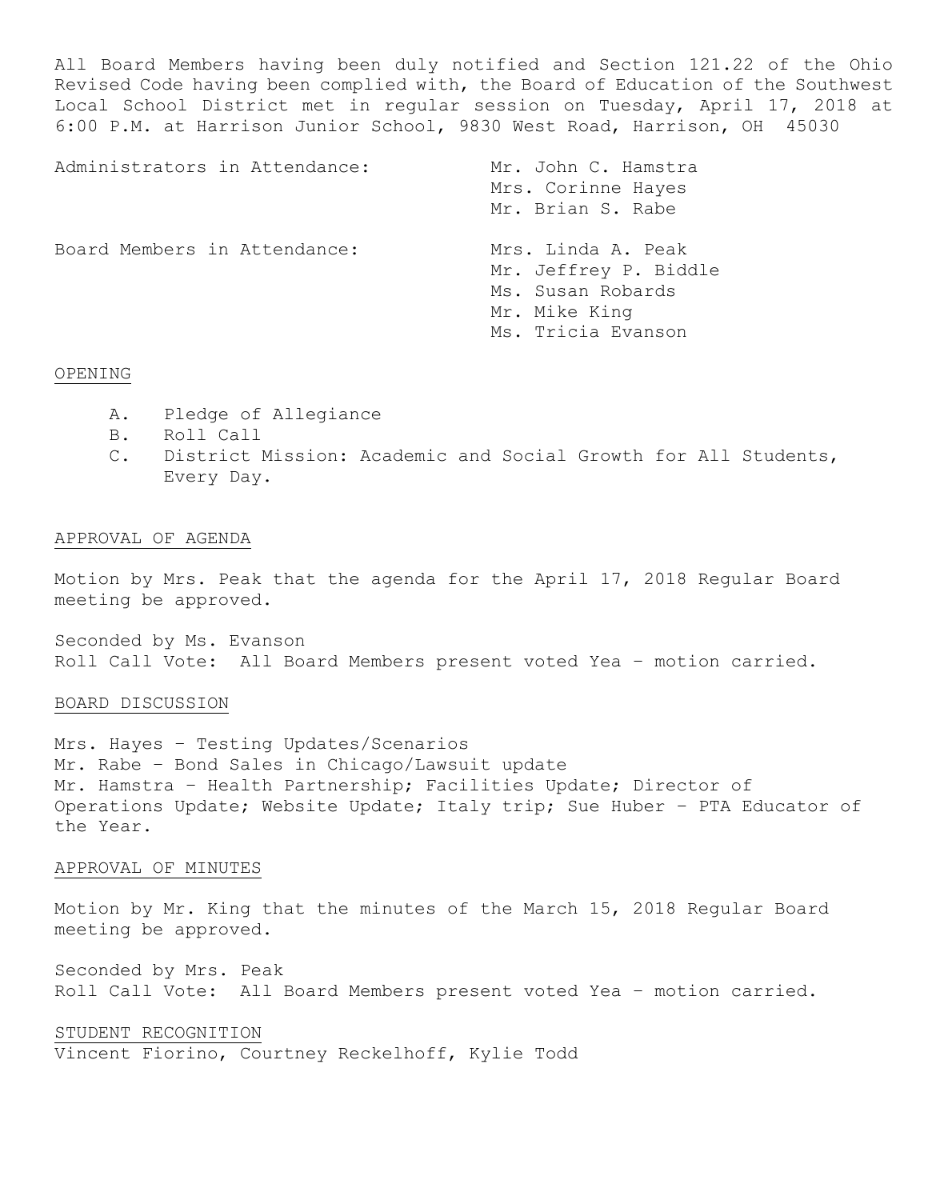All Board Members having been duly notified and Section 121.22 of the Ohio Revised Code having been complied with, the Board of Education of the Southwest Local School District met in regular session on Tuesday, April 17, 2018 at 6:00 P.M. at Harrison Junior School, 9830 West Road, Harrison, OH 45030

| | |
|---|---|
| Administrators in Attendance: | Mr. John C. Hamstra |
| | Mrs. Corinne Hayes |
| | Mr. Brian S. Rabe |
| Board Members in Attendance: | Mrs. Linda A. Peak |
| | Mr. Jeffrey P. Biddle |
| | Ms. Susan Robards |
| | Mr. Mike King |
| | Ms. Tricia Evanson |

## OPENING

A. Pledge of Allegiance
B. Roll Call
C. District Mission: Academic and Social Growth for All Students, Every Day.

## APPROVAL OF AGENDA

Motion by Mrs. Peak that the agenda for the April 17, 2018 Regular Board meeting be approved.

Seconded by Ms. Evanson
Roll Call Vote: All Board Members present voted Yea – motion carried.

## BOARD DISCUSSION

Mrs. Hayes – Testing Updates/Scenarios
Mr. Rabe – Bond Sales in Chicago/Lawsuit update
Mr. Hamstra – Health Partnership; Facilities Update; Director of Operations Update; Website Update; Italy trip; Sue Huber – PTA Educator of the Year.

## APPROVAL OF MINUTES

Motion by Mr. King that the minutes of the March 15, 2018 Regular Board meeting be approved.

Seconded by Mrs. Peak
Roll Call Vote: All Board Members present voted Yea – motion carried.

## STUDENT RECOGNITION

Vincent Fiorino, Courtney Reckelhoff, Kylie Todd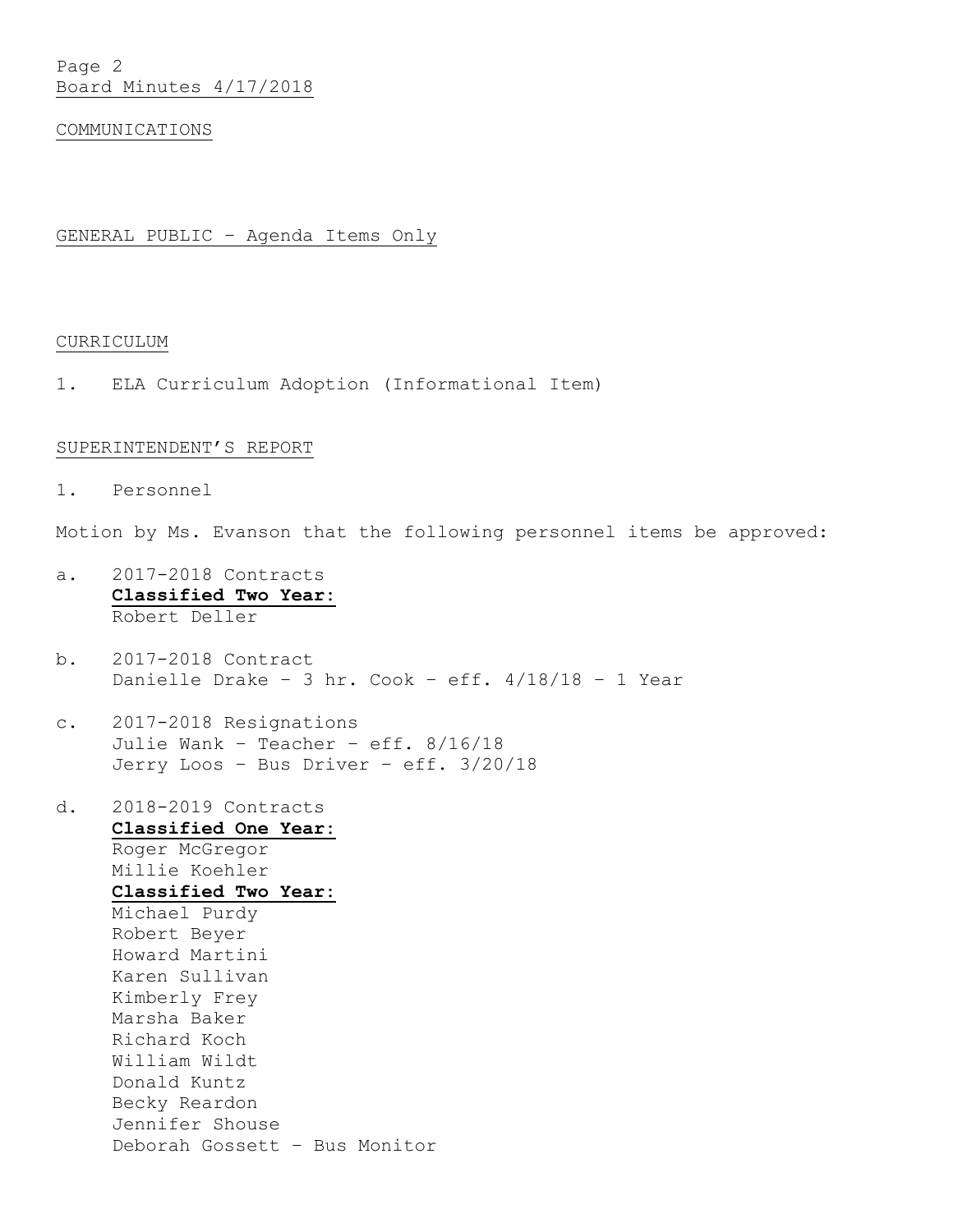COMMUNICATIONS

GENERAL PUBLIC – Agenda Items Only

CURRICULUM

1. ELA Curriculum Adoption (Informational Item)

SUPERINTENDENT'S REPORT

1. Personnel

Motion by Ms. Evanson that the following personnel items be approved:

a. 2017-2018 Contracts
   **Classified Two Year:**
   Robert Deller

b. 2017-2018 Contract
   Danielle Drake – 3 hr. Cook – eff. 4/18/18 – 1 Year

c. 2017-2018 Resignations
   Julie Wank – Teacher – eff. 8/16/18
   Jerry Loos – Bus Driver – eff. 3/20/18

d. 2018-2019 Contracts
   **Classified One Year:**
   Roger McGregor
   Millie Koehler
   **Classified Two Year:**
   Michael Purdy
   Robert Beyer
   Howard Martini
   Karen Sullivan
   Kimberly Frey
   Marsha Baker
   Richard Koch
   William Wildt
   Donald Kuntz
   Becky Reardon
   Jennifer Shouse
   Deborah Gossett – Bus Monitor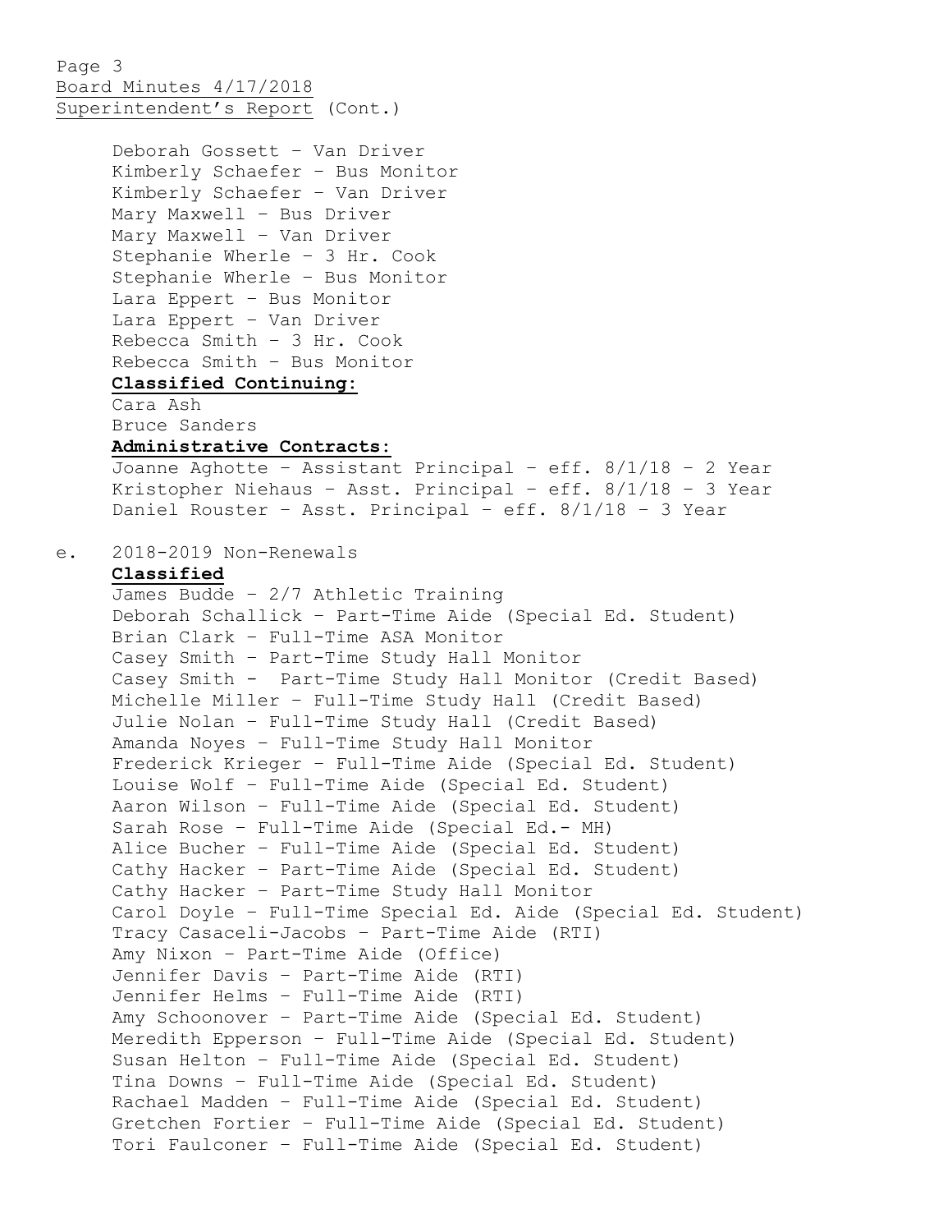Deborah Gossett – Van Driver
Kimberly Schaefer – Bus Monitor
Kimberly Schaefer – Van Driver
Mary Maxwell – Bus Driver
Mary Maxwell – Van Driver
Stephanie Wherle – 3 Hr. Cook
Stephanie Wherle – Bus Monitor
Lara Eppert – Bus Monitor
Lara Eppert – Van Driver
Rebecca Smith – 3 Hr. Cook
Rebecca Smith – Bus Monitor

**Classified Continuing:**

Cara Ash
Bruce Sanders

**Administrative Contracts:**

Joanne Aghotte – Assistant Principal – eff. 8/1/18 – 2 Year
Kristopher Niehaus – Asst. Principal – eff. 8/1/18 – 3 Year
Daniel Rouster – Asst. Principal – eff. 8/1/18 – 3 Year

e. 2018-2019 Non-Renewals

**Classified**

James Budde – 2/7 Athletic Training
Deborah Schallick – Part-Time Aide (Special Ed. Student)
Brian Clark – Full-Time ASA Monitor
Casey Smith – Part-Time Study Hall Monitor
Casey Smith - Part-Time Study Hall Monitor (Credit Based)
Michelle Miller – Full-Time Study Hall (Credit Based)
Julie Nolan – Full-Time Study Hall (Credit Based)
Amanda Noyes – Full-Time Study Hall Monitor
Frederick Krieger – Full-Time Aide (Special Ed. Student)
Louise Wolf – Full-Time Aide (Special Ed. Student)
Aaron Wilson – Full-Time Aide (Special Ed. Student)
Sarah Rose – Full-Time Aide (Special Ed.- MH)
Alice Bucher – Full-Time Aide (Special Ed. Student)
Cathy Hacker – Part-Time Aide (Special Ed. Student)
Cathy Hacker – Part-Time Study Hall Monitor
Carol Doyle – Full-Time Special Ed. Aide (Special Ed. Student)
Tracy Casaceli-Jacobs – Part-Time Aide (RTI)
Amy Nixon – Part-Time Aide (Office)
Jennifer Davis – Part-Time Aide (RTI)
Jennifer Helms – Full-Time Aide (RTI)
Amy Schoonover – Part-Time Aide (Special Ed. Student)
Meredith Epperson – Full-Time Aide (Special Ed. Student)
Susan Helton – Full-Time Aide (Special Ed. Student)
Tina Downs – Full-Time Aide (Special Ed. Student)
Rachael Madden – Full-Time Aide (Special Ed. Student)
Gretchen Fortier – Full-Time Aide (Special Ed. Student)
Tori Faulconer – Full-Time Aide (Special Ed. Student)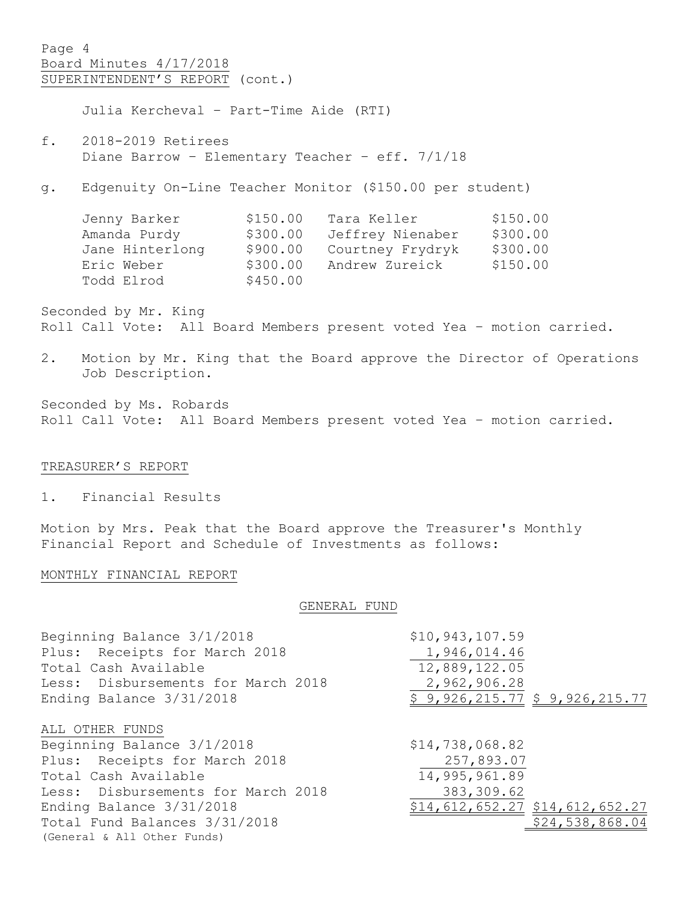SUPERINTENDENT'S REPORT (cont.)

Julia Kercheval – Part-Time Aide (RTI)

f. 2018-2019 Retirees
Diane Barrow – Elementary Teacher – eff. 7/1/18

g. Edgenuity On-Line Teacher Monitor ($150.00 per student)

| | | | |
|---|---|---|---|
| Jenny Barker | $150.00 | Tara Keller | $150.00 |
| Amanda Purdy | $300.00 | Jeffrey Nienaber | $300.00 |
| Jane Hinterlong | $900.00 | Courtney Frydryk | $300.00 |
| Eric Weber | $300.00 | Andrew Zureick | $150.00 |
| Todd Elrod | $450.00 | | |

Seconded by Mr. King
Roll Call Vote: All Board Members present voted Yea – motion carried.

2. Motion by Mr. King that the Board approve the Director of Operations Job Description.

Seconded by Ms. Robards
Roll Call Vote: All Board Members present voted Yea – motion carried.

TREASURER'S REPORT

1. Financial Results

Motion by Mrs. Peak that the Board approve the Treasurer's Monthly Financial Report and Schedule of Investments as follows:

MONTHLY FINANCIAL REPORT

GENERAL FUND

| | | |
|---|---|---|
| Beginning Balance 3/1/2018 | $10,943,107.59 | |
| Plus: Receipts for March 2018 | 1,946,014.46 | |
| Total Cash Available | 12,889,122.05 | |
| Less: Disbursements for March 2018 | 2,962,906.28 | |
| Ending Balance 3/31/2018 | $ 9,926,215.77 | $ 9,926,215.77 |

ALL OTHER FUNDS

| | | |
|---|---|---|
| Beginning Balance 3/1/2018 | $14,738,068.82 | |
| Plus: Receipts for March 2018 | 257,893.07 | |
| Total Cash Available | 14,995,961.89 | |
| Less: Disbursements for March 2018 | 383,309.62 | |
| Ending Balance 3/31/2018 | $14,612,652.27 | $14,612,652.27 |
| Total Fund Balances 3/31/2018 (General & All Other Funds) | | $24,538,868.04 |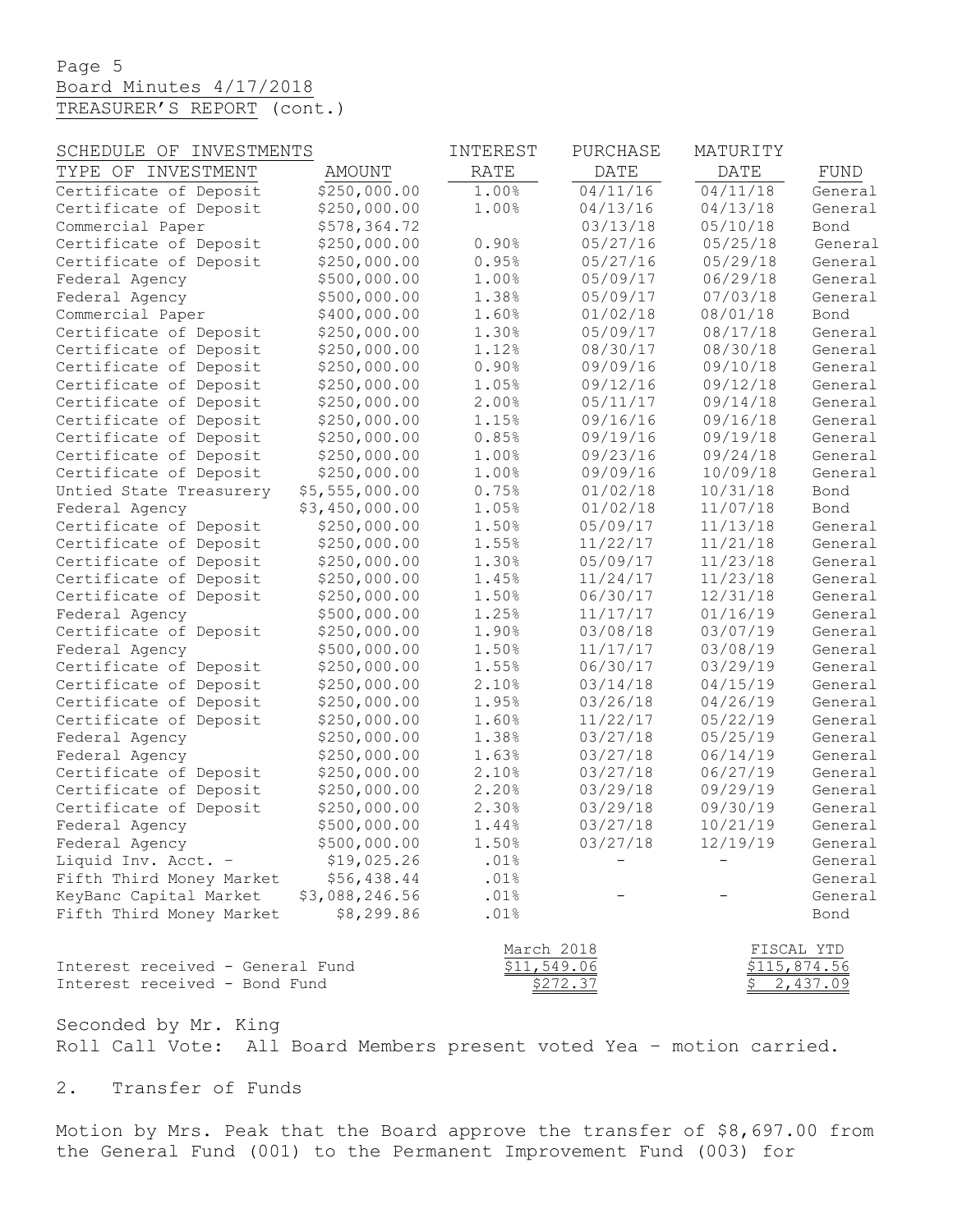TREASURER'S REPORT (cont.)

| SCHEDULE OF INVESTMENTS TYPE OF INVESTMENT | AMOUNT | INTEREST RATE | PURCHASE DATE | MATURITY DATE | FUND |
|---|---|---|---|---|---|
| Certificate of Deposit | $250,000.00 | 1.00% | 04/11/16 | 04/11/18 | General |
| Certificate of Deposit | $250,000.00 | 1.00% | 04/13/16 | 04/13/18 | General |
| Commercial Paper | $578,364.72 | | 03/13/18 | 05/10/18 | Bond |
| Certificate of Deposit | $250,000.00 | 0.90% | 05/27/16 | 05/25/18 | General |
| Certificate of Deposit | $250,000.00 | 0.95% | 05/27/16 | 05/29/18 | General |
| Federal Agency | $500,000.00 | 1.00% | 05/09/17 | 06/29/18 | General |
| Federal Agency | $500,000.00 | 1.38% | 05/09/17 | 07/03/18 | General |
| Commercial Paper | $400,000.00 | 1.60% | 01/02/18 | 08/01/18 | Bond |
| Certificate of Deposit | $250,000.00 | 1.30% | 05/09/17 | 08/17/18 | General |
| Certificate of Deposit | $250,000.00 | 1.12% | 08/30/17 | 08/30/18 | General |
| Certificate of Deposit | $250,000.00 | 0.90% | 09/09/16 | 09/10/18 | General |
| Certificate of Deposit | $250,000.00 | 1.05% | 09/12/16 | 09/12/18 | General |
| Certificate of Deposit | $250,000.00 | 2.00% | 05/11/17 | 09/14/18 | General |
| Certificate of Deposit | $250,000.00 | 1.15% | 09/16/16 | 09/16/18 | General |
| Certificate of Deposit | $250,000.00 | 0.85% | 09/19/16 | 09/19/18 | General |
| Certificate of Deposit | $250,000.00 | 1.00% | 09/23/16 | 09/24/18 | General |
| Certificate of Deposit | $250,000.00 | 1.00% | 09/09/16 | 10/09/18 | General |
| Untied State Treasurery | $5,555,000.00 | 0.75% | 01/02/18 | 10/31/18 | Bond |
| Federal Agency | $3,450,000.00 | 1.05% | 01/02/18 | 11/07/18 | Bond |
| Certificate of Deposit | $250,000.00 | 1.50% | 05/09/17 | 11/13/18 | General |
| Certificate of Deposit | $250,000.00 | 1.55% | 11/22/17 | 11/21/18 | General |
| Certificate of Deposit | $250,000.00 | 1.30% | 05/09/17 | 11/23/18 | General |
| Certificate of Deposit | $250,000.00 | 1.45% | 11/24/17 | 11/23/18 | General |
| Certificate of Deposit | $250,000.00 | 1.50% | 06/30/17 | 12/31/18 | General |
| Federal Agency | $500,000.00 | 1.25% | 11/17/17 | 01/16/19 | General |
| Certificate of Deposit | $250,000.00 | 1.90% | 03/08/18 | 03/07/19 | General |
| Federal Agency | $500,000.00 | 1.50% | 11/17/17 | 03/08/19 | General |
| Certificate of Deposit | $250,000.00 | 1.55% | 06/30/17 | 03/29/19 | General |
| Certificate of Deposit | $250,000.00 | 2.10% | 03/14/18 | 04/15/19 | General |
| Certificate of Deposit | $250,000.00 | 1.95% | 03/26/18 | 04/26/19 | General |
| Certificate of Deposit | $250,000.00 | 1.60% | 11/22/17 | 05/22/19 | General |
| Federal Agency | $250,000.00 | 1.38% | 03/27/18 | 05/25/19 | General |
| Federal Agency | $250,000.00 | 1.63% | 03/27/18 | 06/14/19 | General |
| Certificate of Deposit | $250,000.00 | 2.10% | 03/27/18 | 06/27/19 | General |
| Certificate of Deposit | $250,000.00 | 2.20% | 03/29/18 | 09/29/19 | General |
| Certificate of Deposit | $250,000.00 | 2.30% | 03/29/18 | 09/30/19 | General |
| Federal Agency | $500,000.00 | 1.44% | 03/27/18 | 10/21/19 | General |
| Federal Agency | $500,000.00 | 1.50% | 03/27/18 | 12/19/19 | General |
| Liquid Inv. Acct. - | $19,025.26 | .01% | - | - | General |
| Fifth Third Money Market | $56,438.44 | .01% | | | General |
| KeyBanc Capital Market | $3,088,246.56 | .01% | - | - | General |
| Fifth Third Money Market | $8,299.86 | .01% | | | Bond |

| | March 2018 | FISCAL YTD |
|---|---|---|
| Interest received - General Fund | $11,549.06 | $115,874.56 |
| Interest received - Bond Fund | $272.37 | $ 2,437.09 |

Seconded by Mr. King
Roll Call Vote: All Board Members present voted Yea – motion carried.

2. Transfer of Funds

Motion by Mrs. Peak that the Board approve the transfer of $8,697.00 from the General Fund (001) to the Permanent Improvement Fund (003) for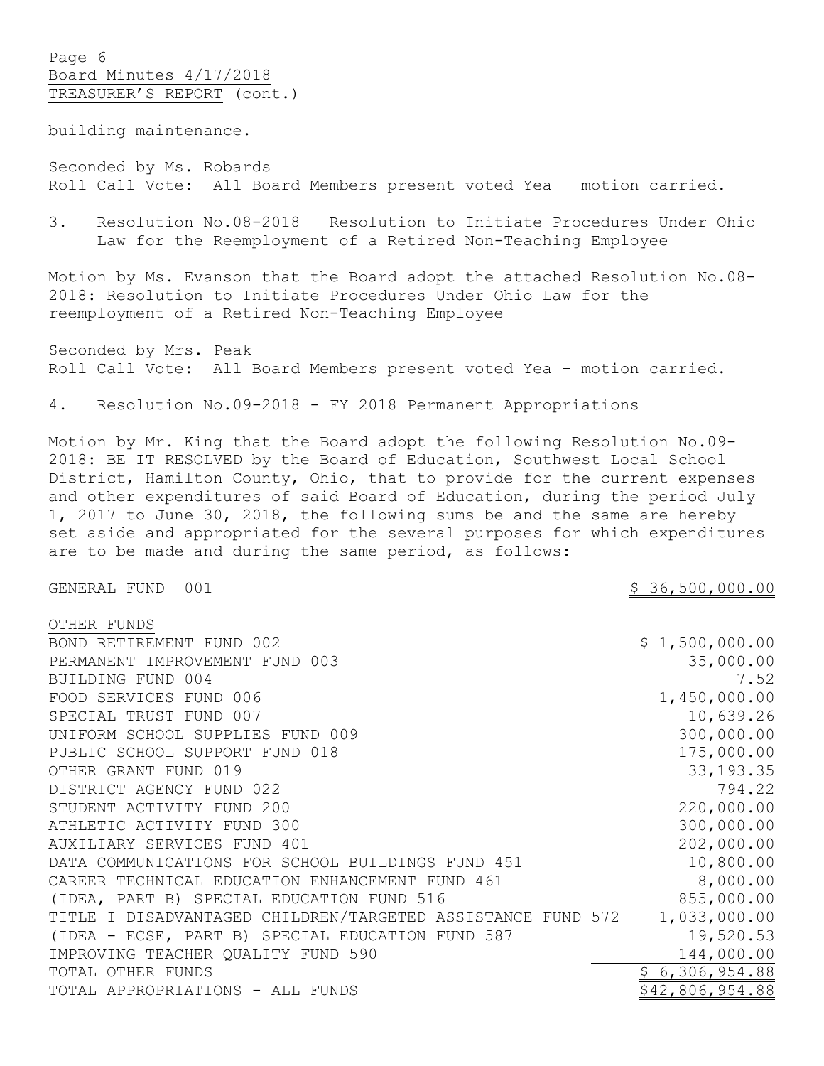building maintenance.

Seconded by Ms. Robards
Roll Call Vote: All Board Members present voted Yea – motion carried.

3. Resolution No.08-2018 – Resolution to Initiate Procedures Under Ohio Law for the Reemployment of a Retired Non-Teaching Employee

Motion by Ms. Evanson that the Board adopt the attached Resolution No.08-2018: Resolution to Initiate Procedures Under Ohio Law for the reemployment of a Retired Non-Teaching Employee

Seconded by Mrs. Peak
Roll Call Vote: All Board Members present voted Yea – motion carried.

4. Resolution No.09-2018 - FY 2018 Permanent Appropriations

Motion by Mr. King that the Board adopt the following Resolution No.09-2018: BE IT RESOLVED by the Board of Education, Southwest Local School District, Hamilton County, Ohio, that to provide for the current expenses and other expenditures of said Board of Education, during the period July 1, 2017 to June 30, 2018, the following sums be and the same are hereby set aside and appropriated for the several purposes for which expenditures are to be made and during the same period, as follows:

| Fund | Amount |
|---|---|
| GENERAL FUND 001 | $ 36,500,000.00 |
| OTHER FUNDS | |
| BOND RETIREMENT FUND 002 | $ 1,500,000.00 |
| PERMANENT IMPROVEMENT FUND 003 | 35,000.00 |
| BUILDING FUND 004 | 7.52 |
| FOOD SERVICES FUND 006 | 1,450,000.00 |
| SPECIAL TRUST FUND 007 | 10,639.26 |
| UNIFORM SCHOOL SUPPLIES FUND 009 | 300,000.00 |
| PUBLIC SCHOOL SUPPORT FUND 018 | 175,000.00 |
| OTHER GRANT FUND 019 | 33,193.35 |
| DISTRICT AGENCY FUND 022 | 794.22 |
| STUDENT ACTIVITY FUND 200 | 220,000.00 |
| ATHLETIC ACTIVITY FUND 300 | 300,000.00 |
| AUXILIARY SERVICES FUND 401 | 202,000.00 |
| DATA COMMUNICATIONS FOR SCHOOL BUILDINGS FUND 451 | 10,800.00 |
| CAREER TECHNICAL EDUCATION ENHANCEMENT FUND 461 | 8,000.00 |
| (IDEA, PART B) SPECIAL EDUCATION FUND 516 | 855,000.00 |
| TITLE I DISADVANTAGED CHILDREN/TARGETED ASSISTANCE FUND 572 | 1,033,000.00 |
| (IDEA - ECSE, PART B) SPECIAL EDUCATION FUND 587 | 19,520.53 |
| IMPROVING TEACHER QUALITY FUND 590 | 144,000.00 |
| TOTAL OTHER FUNDS | $ 6,306,954.88 |
| TOTAL APPROPRIATIONS - ALL FUNDS | $42,806,954.88 |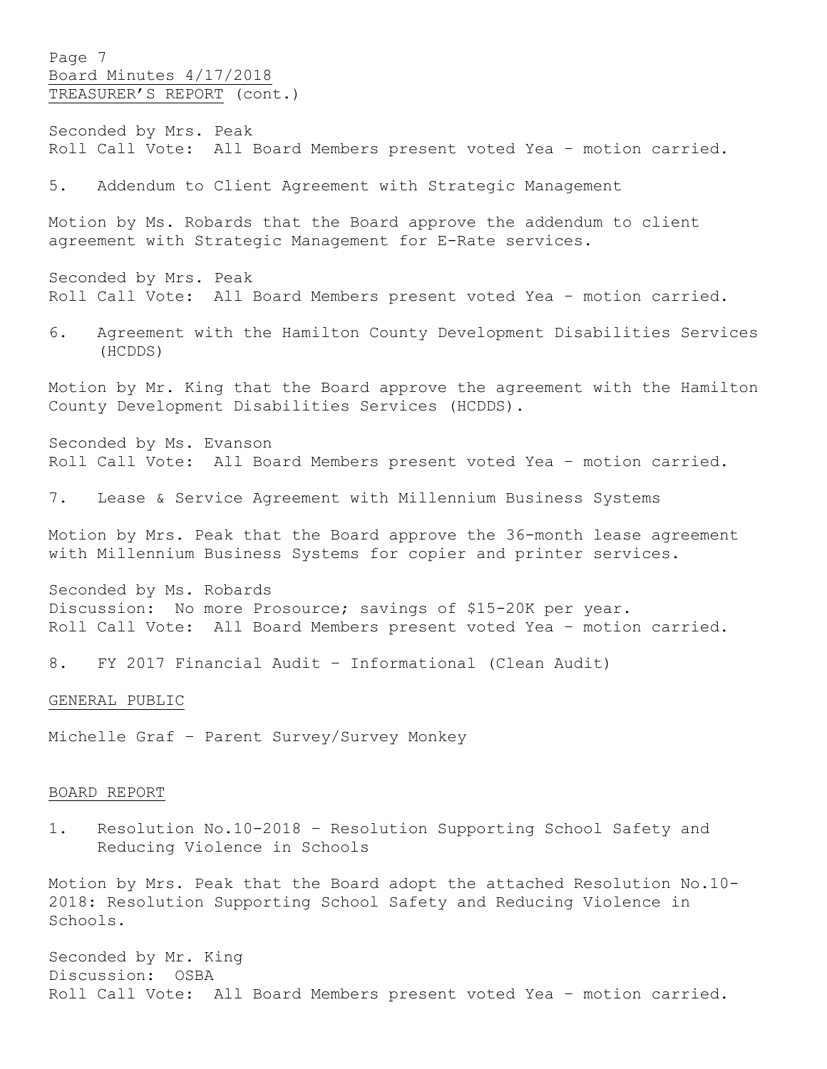Seconded by Mrs. Peak
Roll Call Vote: All Board Members present voted Yea – motion carried.

5. Addendum to Client Agreement with Strategic Management

Motion by Ms. Robards that the Board approve the addendum to client agreement with Strategic Management for E-Rate services.

Seconded by Mrs. Peak
Roll Call Vote: All Board Members present voted Yea – motion carried.

6. Agreement with the Hamilton County Development Disabilities Services (HCDDS)

Motion by Mr. King that the Board approve the agreement with the Hamilton County Development Disabilities Services (HCDDS).

Seconded by Ms. Evanson
Roll Call Vote: All Board Members present voted Yea – motion carried.

7. Lease & Service Agreement with Millennium Business Systems

Motion by Mrs. Peak that the Board approve the 36-month lease agreement with Millennium Business Systems for copier and printer services.

Seconded by Ms. Robards
Discussion: No more Prosource; savings of $15-20K per year.
Roll Call Vote: All Board Members present voted Yea – motion carried.

8. FY 2017 Financial Audit – Informational (Clean Audit)

## GENERAL PUBLIC

Michelle Graf – Parent Survey/Survey Monkey

## BOARD REPORT

1. Resolution No.10-2018 – Resolution Supporting School Safety and Reducing Violence in Schools

Motion by Mrs. Peak that the Board adopt the attached Resolution No.10-2018: Resolution Supporting School Safety and Reducing Violence in Schools.

Seconded by Mr. King
Discussion: OSBA
Roll Call Vote: All Board Members present voted Yea – motion carried.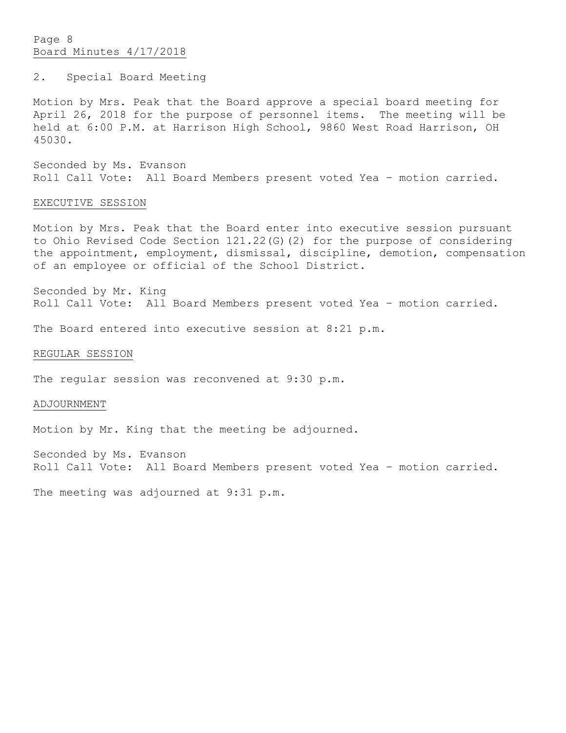2. Special Board Meeting

Motion by Mrs. Peak that the Board approve a special board meeting for April 26, 2018 for the purpose of personnel items. The meeting will be held at 6:00 P.M. at Harrison High School, 9860 West Road Harrison, OH 45030.

Seconded by Ms. Evanson
Roll Call Vote: All Board Members present voted Yea – motion carried.

## EXECUTIVE SESSION

Motion by Mrs. Peak that the Board enter into executive session pursuant to Ohio Revised Code Section 121.22(G)(2) for the purpose of considering the appointment, employment, dismissal, discipline, demotion, compensation of an employee or official of the School District.

Seconded by Mr. King
Roll Call Vote: All Board Members present voted Yea – motion carried.

The Board entered into executive session at 8:21 p.m.

## REGULAR SESSION

The regular session was reconvened at 9:30 p.m.

## ADJOURNMENT

Motion by Mr. King that the meeting be adjourned.

Seconded by Ms. Evanson
Roll Call Vote: All Board Members present voted Yea – motion carried.

The meeting was adjourned at 9:31 p.m.